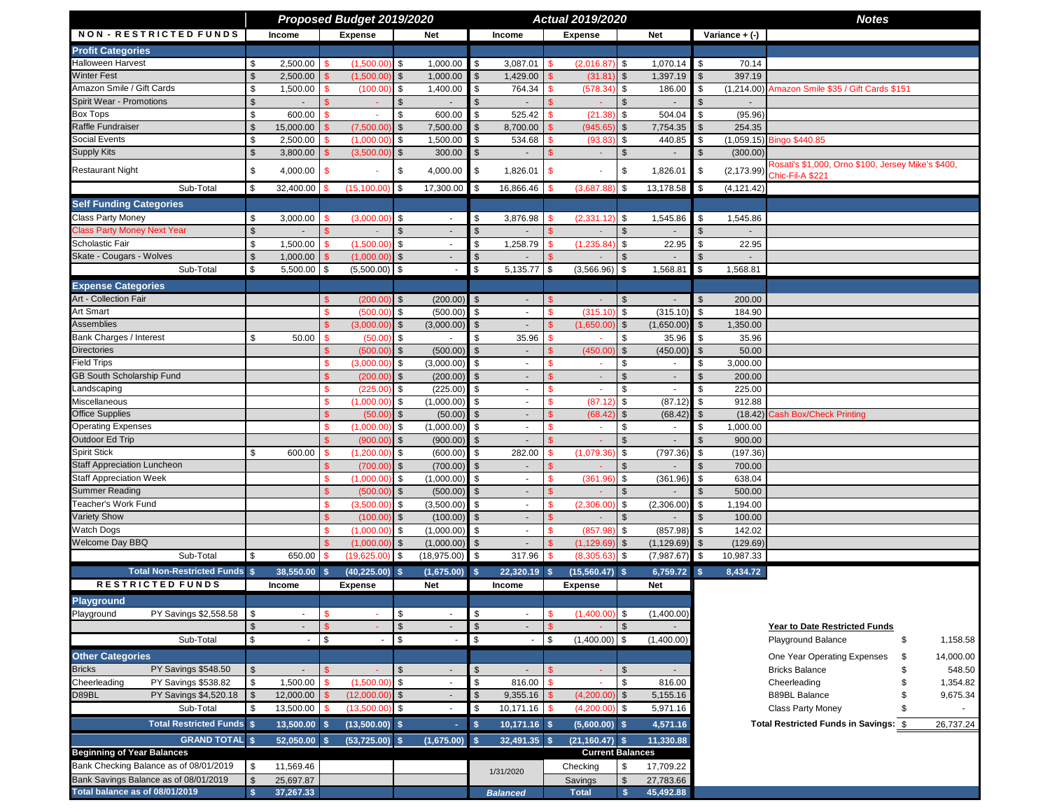| NON - RESTRICTED FUNDS | Proposed Budget 2019/2020 | | | Actual 2019/2020 | | | | Notes |
|---|---|---|---|---|---|---|---|---|
| | Income | Expense | Net | Income | Expense | Net | Variance + (-) | |
| **Profit Categories** | | | | | | | | |
| Halloween Harvest | $ 2,500.00 | $ (1,500.00) | $ 1,000.00 | $ 3,087.01 | $ (2,016.87) | $ 1,070.14 | $ 70.14 | |
| Winter Fest | $ 2,500.00 | $ (1,500.00) | $ 1,000.00 | $ 1,429.00 | $ (31.81) | $ 1,397.19 | $ 397.19 | |
| Amazon Smile / Gift Cards | $ 1,500.00 | $ (100.00) | $ 1,400.00 | $ 764.34 | $ (578.34) | $ 186.00 | $ (1,214.00) | Amazon Smile $35 / Gift Cards $151 |
| Spirit Wear - Promotions | $ - | $ - | $ - | $ - | $ - | $ - | $ - | |
| Box Tops | $ 600.00 | $ - | $ 600.00 | $ 525.42 | $ (21.38) | $ 504.04 | $ (95.96) | |
| Raffle Fundraiser | $ 15,000.00 | $ (7,500.00) | $ 7,500.00 | $ 8,700.00 | $ (945.65) | $ 7,754.35 | $ 254.35 | |
| Social Events | $ 2,500.00 | $ (1,000.00) | $ 1,500.00 | $ 534.68 | $ (93.83) | $ 440.85 | $ (1,059.15) | Bingo $440.85 |
| Supply Kits | $ 3,800.00 | $ (3,500.00) | $ 300.00 | $ - | $ - | $ - | $ (300.00) | |
| Restaurant Night | $ 4,000.00 | $ - | $ 4,000.00 | $ 1,826.01 | $ - | $ 1,826.01 | $ (2,173.99) | Rosati's $1,000, Orno $100, Jersey Mike's $400, Chic-Fil-A $221 |
| Sub-Total | $ 32,400.00 | $ (15,100.00) | $ 17,300.00 | $ 16,866.46 | $ (3,687.88) | $ 13,178.58 | $ (4,121.42) | |
| **Self Funding Categories** | | | | | | | | |
| Class Party Money | $ 3,000.00 | $ (3,000.00) | $ - | $ 3,876.98 | $ (2,331.12) | $ 1,545.86 | $ 1,545.86 | |
| Class Party Money Next Year | $ - | $ - | $ - | $ - | $ - | $ - | $ - | |
| Scholastic Fair | $ 1,500.00 | $ (1,500.00) | $ - | $ 1,258.79 | $ (1,235.84) | $ 22.95 | $ 22.95 | |
| Skate - Cougars - Wolves | $ 1,000.00 | $ (1,000.00) | $ - | $ - | $ - | $ - | $ - | |
| Sub-Total | $ 5,500.00 | $ (5,500.00) | $ - | $ 5,135.77 | $ (3,566.96) | $ 1,568.81 | $ 1,568.81 | |
| **Expense Categories** | | | | | | | | |
| Art - Collection Fair | | $ (200.00) | $ (200.00) | $ - | $ - | $ - | $ 200.00 | |
| Art Smart | | $ (500.00) | $ (500.00) | $ - | $ (315.10) | $ (315.10) | $ 184.90 | |
| Assemblies | | $ (3,000.00) | $ (3,000.00) | $ - | $ (1,650.00) | $ (1,650.00) | $ 1,350.00 | |
| Bank Charges / Interest | $ 50.00 | $ (50.00) | $ - | $ 35.96 | $ - | $ 35.96 | $ 35.96 | |
| Directories | | $ (500.00) | $ (500.00) | $ - | $ (450.00) | $ (450.00) | $ 50.00 | |
| Field Trips | | $ (3,000.00) | $ (3,000.00) | $ - | $ - | $ - | $ 3,000.00 | |
| GB South Scholarship Fund | | $ (200.00) | $ (200.00) | $ - | $ - | $ - | $ 200.00 | |
| Landscaping | | $ (225.00) | $ (225.00) | $ - | $ - | $ - | $ 225.00 | |
| Miscellaneous | | $ (1,000.00) | $ (1,000.00) | $ - | $ (87.12) | $ (87.12) | $ 912.88 | |
| Office Supplies | | $ (50.00) | $ (50.00) | $ - | $ (68.42) | $ (68.42) | $ (18.42) | Cash Box/Check Printing |
| Operating Expenses | | $ (1,000.00) | $ (1,000.00) | $ - | $ - | $ - | $ 1,000.00 | |
| Outdoor Ed Trip | | $ (900.00) | $ (900.00) | $ - | $ - | $ - | $ 900.00 | |
| Spirit Stick | $ 600.00 | $ (1,200.00) | $ (600.00) | $ 282.00 | $ (1,079.36) | $ (797.36) | $ (197.36) | |
| Staff Appreciation Luncheon | | $ (700.00) | $ (700.00) | $ - | $ - | $ - | $ 700.00 | |
| Staff Appreciation Week | | $ (1,000.00) | $ (1,000.00) | $ - | $ (361.96) | $ (361.96) | $ 638.04 | |
| Summer Reading | | $ (500.00) | $ (500.00) | $ - | $ - | $ - | $ 500.00 | |
| Teacher's Work Fund | | $ (3,500.00) | $ (3,500.00) | $ - | $ (2,306.00) | $ (2,306.00) | $ 1,194.00 | |
| Variety Show | | $ (100.00) | $ (100.00) | $ - | $ - | $ - | $ 100.00 | |
| Watch Dogs | | $ (1,000.00) | $ (1,000.00) | $ - | $ (857.98) | $ (857.98) | $ 142.02 | |
| Welcome Day BBQ | | $ (1,000.00) | $ (1,000.00) | $ - | $ (1,129.69) | $ (1,129.69) | $ (129.69) | |
| Sub-Total | $ 650.00 | $ (19,625.00) | $ (18,975.00) | $ 317.96 | $ (8,305.63) | $ (7,987.67) | $ 10,987.33 | |
| **Total Non-Restricted Funds** | **$ 38,550.00** | **$ (40,225.00)** | **$ (1,675.00)** | **$ 22,320.19** | **$ (15,560.47)** | **$ 6,759.72** | **$ 8,434.72** | |

| RESTRICTED FUNDS | | Income | Expense | Net | Income | Expense | Net |
|---|---|---|---|---|---|---|---|
| **Playground** | | | | | | | |
| Playground | PY Savings $2,558.58 | $ - | $ - | $ - | $ - | $ (1,400.00) | $ (1,400.00) |
| | | $ - | $ - | $ - | $ - | $ - | $ - |
| Sub-Total | | $ - | $ - | $ - | $ - | $ (1,400.00) | $ (1,400.00) |
| **Other Categories** | | | | | | | |
| Bricks | PY Savings $548.50 | $ - | $ - | $ - | $ - | $ - | $ - |
| Cheerleading | PY Savings $538.82 | $ 1,500.00 | $ (1,500.00) | $ - | $ 816.00 | $ - | $ 816.00 |
| D89BL | PY Savings $4,520.18 | $ 12,000.00 | $ (12,000.00) | $ - | $ 9,355.16 | $ (4,200.00) | $ 5,155.16 |
| Sub-Total | | $ 13,500.00 | $ (13,500.00) | $ - | $ 10,171.16 | $ (4,200.00) | $ 5,971.16 |
| **Total Restricted Funds** | | **$ 13,500.00** | **$ (13,500.00)** | **$ -** | **$ 10,171.16** | **$ (5,600.00)** | **$ 4,571.16** |
| **GRAND TOTAL** | | **$ 52,050.00** | **$ (53,725.00)** | **$ (1,675.00)** | **$ 32,491.35** | **$ (21,160.47)** | **$ 11,330.88** |

**Year to Date Restricted Funds**

| | |
|---|---|
| Playground Balance | $ 1,158.58 |
| One Year Operating Expenses | $ 14,000.00 |
| Bricks Balance | $ 548.50 |
| Cheerleading | $ 1,354.82 |
| B89BL Balance | $ 9,675.34 |
| Class Party Money | $ - |
| **Total Restricted Funds in Savings:** | $ 26,737.24 |

| Beginning of Year Balances | | Current Balances (1/31/2020) | |
|---|---|---|---|
| Bank Checking Balance as of 08/01/2019 | $ 11,569.46 | Checking | $ 17,709.22 |
| Bank Savings Balance as of 08/01/2019 | $ 25,697.87 | Savings | $ 27,783.66 |
| **Total balance as of 08/01/2019** | **$ 37,267.33** | **Total** (*Balanced*) | **$ 45,492.88** |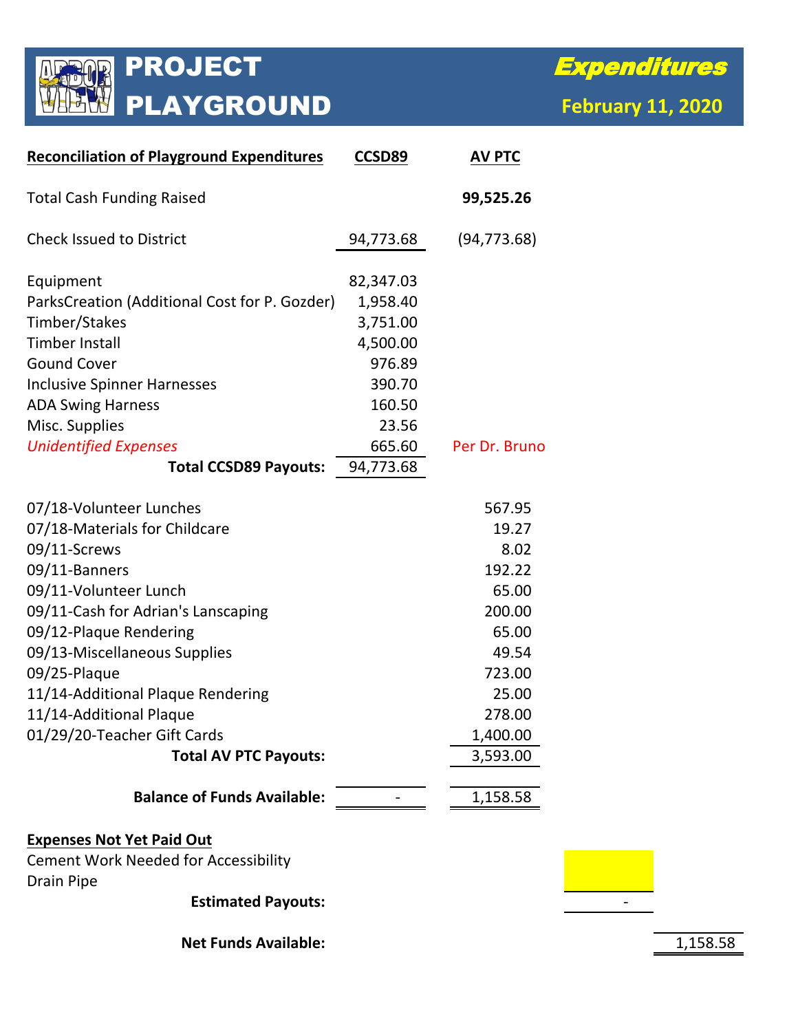# PROJECT PLAYGROUND

***Expenditures***

**February 11, 2020**

| **Reconciliation of Playground Expenditures** | **CCSD89** | **AV PTC** | | |
|---|---|---|---|---|
| Total Cash Funding Raised | | **99,525.26** | | |
| Check Issued to District | 94,773.68 | (94,773.68) | | |
| Equipment | 82,347.03 | | | |
| ParksCreation (Additional Cost for P. Gozder) | 1,958.40 | | | |
| Timber/Stakes | 3,751.00 | | | |
| Timber Install | 4,500.00 | | | |
| Gound Cover | 976.89 | | | |
| Inclusive Spinner Harnesses | 390.70 | | | |
| ADA Swing Harness | 160.50 | | | |
| Misc. Supplies | 23.56 | | | |
| *Unidentified Expenses* | 665.60 | Per Dr. Bruno | | |
| **Total CCSD89 Payouts:** | 94,773.68 | | | |
| 07/18-Volunteer Lunches | | 567.95 | | |
| 07/18-Materials for Childcare | | 19.27 | | |
| 09/11-Screws | | 8.02 | | |
| 09/11-Banners | | 192.22 | | |
| 09/11-Volunteer Lunch | | 65.00 | | |
| 09/11-Cash for Adrian's Lanscaping | | 200.00 | | |
| 09/12-Plaque Rendering | | 65.00 | | |
| 09/13-Miscellaneous Supplies | | 49.54 | | |
| 09/25-Plaque | | 723.00 | | |
| 11/14-Additional Plaque Rendering | | 25.00 | | |
| 11/14-Additional Plaque | | 278.00 | | |
| 01/29/20-Teacher Gift Cards | | 1,400.00 | | |
| **Total AV PTC Payouts:** | | 3,593.00 | | |
| **Balance of Funds Available:** | - | 1,158.58 | | |
| **Expenses Not Yet Paid Out** | | | | |
| Cement Work Needed for Accessibility | | | | |
| Drain Pipe | | | | |
| **Estimated Payouts:** | | | - | |
| **Net Funds Available:** | | | | 1,158.58 |